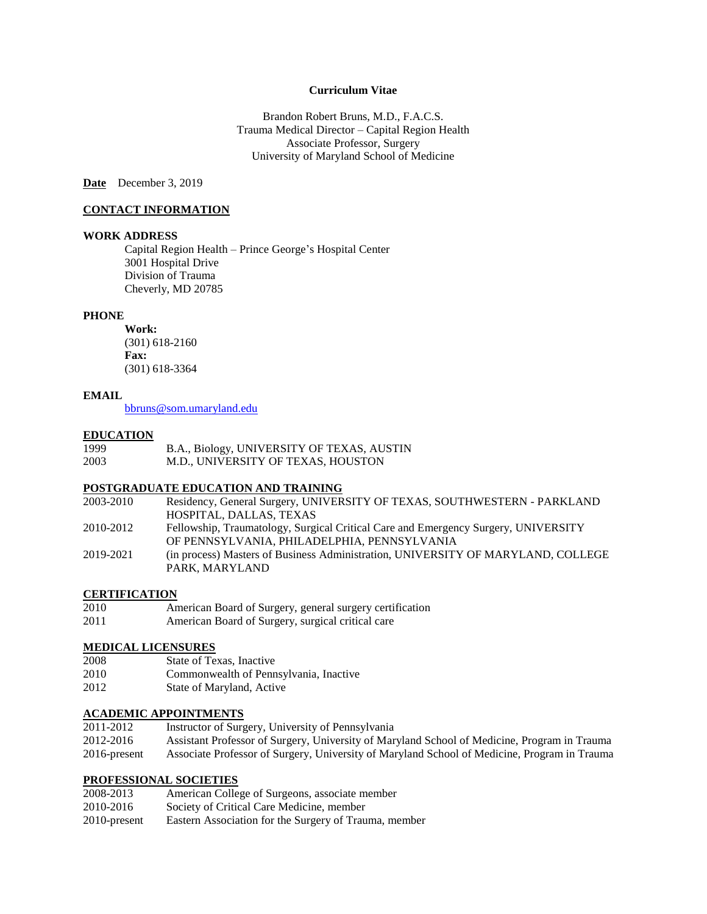# Curriculum Vitae

Brandon Robert Bruns, M.D., F.A.C.S.
Trauma Medical Director – Capital Region Health
Associate Professor, Surgery
University of Maryland School of Medicine

**Date** December 3, 2019

## CONTACT INFORMATION

### WORK ADDRESS

Capital Region Health – Prince George's Hospital Center
3001 Hospital Drive
Division of Trauma
Cheverly, MD 20785

### PHONE

**Work:**
(301) 618-2160
**Fax:**
(301) 618-3364

### EMAIL

bbruns@som.umaryland.edu

## EDUCATION

| | |
|---|---|
| 1999 | B.A., Biology, UNIVERSITY OF TEXAS, AUSTIN |
| 2003 | M.D., UNIVERSITY OF TEXAS, HOUSTON |

## POSTGRADUATE EDUCATION AND TRAINING

| | |
|---|---|
| 2003-2010 | Residency, General Surgery, UNIVERSITY OF TEXAS, SOUTHWESTERN - PARKLAND HOSPITAL, DALLAS, TEXAS |
| 2010-2012 | Fellowship, Traumatology, Surgical Critical Care and Emergency Surgery, UNIVERSITY OF PENNSYLVANIA, PHILADELPHIA, PENNSYLVANIA |
| 2019-2021 | (in process) Masters of Business Administration, UNIVERSITY OF MARYLAND, COLLEGE PARK, MARYLAND |

## CERTIFICATION

| | |
|---|---|
| 2010 | American Board of Surgery, general surgery certification |
| 2011 | American Board of Surgery, surgical critical care |

## MEDICAL LICENSURES

| | |
|---|---|
| 2008 | State of Texas, Inactive |
| 2010 | Commonwealth of Pennsylvania, Inactive |
| 2012 | State of Maryland, Active |

## ACADEMIC APPOINTMENTS

| | |
|---|---|
| 2011-2012 | Instructor of Surgery, University of Pennsylvania |
| 2012-2016 | Assistant Professor of Surgery, University of Maryland School of Medicine, Program in Trauma |
| 2016-present | Associate Professor of Surgery, University of Maryland School of Medicine, Program in Trauma |

## PROFESSIONAL SOCIETIES

| | |
|---|---|
| 2008-2013 | American College of Surgeons, associate member |
| 2010-2016 | Society of Critical Care Medicine, member |
| 2010-present | Eastern Association for the Surgery of Trauma, member |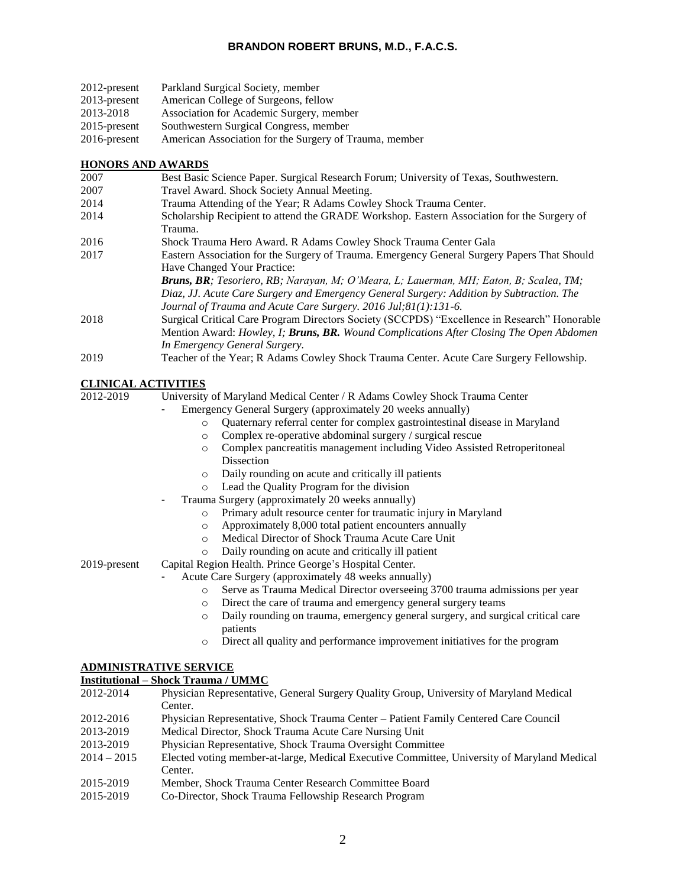| | |
|---|---|
| 2012-present | Parkland Surgical Society, member |
| 2013-present | American College of Surgeons, fellow |
| 2013-2018 | Association for Academic Surgery, member |
| 2015-present | Southwestern Surgical Congress, member |
| 2016-present | American Association for the Surgery of Trauma, member |

## HONORS AND AWARDS

| | |
|---|---|
| 2007 | Best Basic Science Paper. Surgical Research Forum; University of Texas, Southwestern. |
| 2007 | Travel Award. Shock Society Annual Meeting. |
| 2014 | Trauma Attending of the Year; R Adams Cowley Shock Trauma Center. |
| 2014 | Scholarship Recipient to attend the GRADE Workshop. Eastern Association for the Surgery of Trauma. |
| 2016 | Shock Trauma Hero Award. R Adams Cowley Shock Trauma Center Gala |
| 2017 | Eastern Association for the Surgery of Trauma. Emergency General Surgery Papers That Should Have Changed Your Practice: ***Bruns, BR**; Tesoriero, RB; Narayan, M; O'Meara, L; Lauerman, MH; Eaton, B; Scalea, TM; Diaz, JJ. Acute Care Surgery and Emergency General Surgery: Addition by Subtraction. The Journal of Trauma and Acute Care Surgery. 2016 Jul;81(1):131-6.* |
| 2018 | Surgical Critical Care Program Directors Society (SCCPDS) "Excellence in Research" Honorable Mention Award: *Howley, I; **Bruns, BR.** Wound Complications After Closing The Open Abdomen In Emergency General Surgery.* |
| 2019 | Teacher of the Year; R Adams Cowley Shock Trauma Center. Acute Care Surgery Fellowship. |

## CLINICAL ACTIVITIES

**2012-2019** University of Maryland Medical Center / R Adams Cowley Shock Trauma Center

- Emergency General Surgery (approximately 20 weeks annually)
  - Quaternary referral center for complex gastrointestinal disease in Maryland
  - Complex re-operative abdominal surgery / surgical rescue
  - Complex pancreatitis management including Video Assisted Retroperitoneal Dissection
  - Daily rounding on acute and critically ill patients
  - Lead the Quality Program for the division
- Trauma Surgery (approximately 20 weeks annually)
  - Primary adult resource center for traumatic injury in Maryland
  - Approximately 8,000 total patient encounters annually
  - Medical Director of Shock Trauma Acute Care Unit
  - Daily rounding on acute and critically ill patient

**2019-present** Capital Region Health. Prince George's Hospital Center.

- Acute Care Surgery (approximately 48 weeks annually)
  - Serve as Trauma Medical Director overseeing 3700 trauma admissions per year
  - Direct the care of trauma and emergency general surgery teams
  - Daily rounding on trauma, emergency general surgery, and surgical critical care patients
  - Direct all quality and performance improvement initiatives for the program

## ADMINISTRATIVE SERVICE

### Institutional – Shock Trauma / UMMC

| | |
|---|---|
| 2012-2014 | Physician Representative, General Surgery Quality Group, University of Maryland Medical Center. |
| 2012-2016 | Physician Representative, Shock Trauma Center – Patient Family Centered Care Council |
| 2013-2019 | Medical Director, Shock Trauma Acute Care Nursing Unit |
| 2013-2019 | Physician Representative, Shock Trauma Oversight Committee |
| 2014 – 2015 | Elected voting member-at-large, Medical Executive Committee, University of Maryland Medical Center. |
| 2015-2019 | Member, Shock Trauma Center Research Committee Board |
| 2015-2019 | Co-Director, Shock Trauma Fellowship Research Program |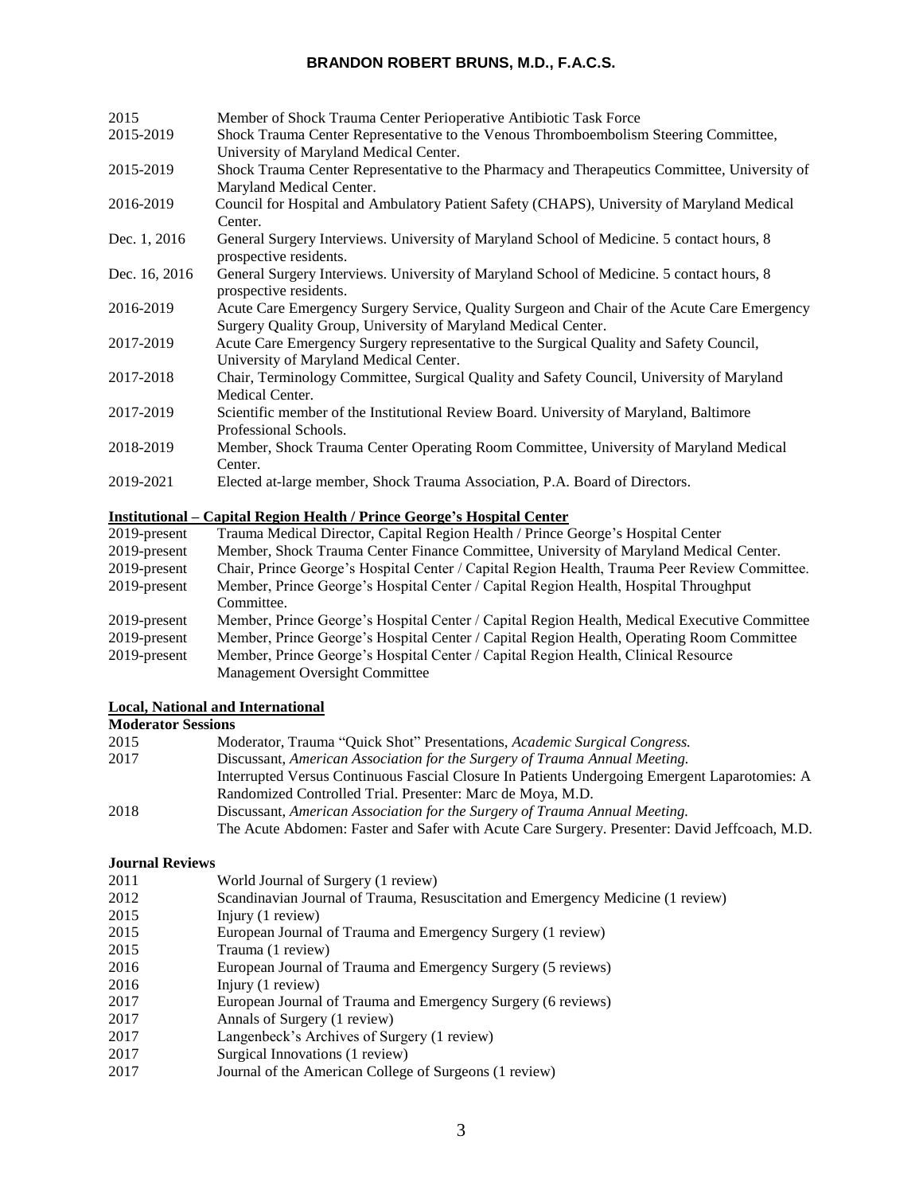| | |
|---|---|
| 2015 | Member of Shock Trauma Center Perioperative Antibiotic Task Force |
| 2015-2019 | Shock Trauma Center Representative to the Venous Thromboembolism Steering Committee, University of Maryland Medical Center. |
| 2015-2019 | Shock Trauma Center Representative to the Pharmacy and Therapeutics Committee, University of Maryland Medical Center. |
| 2016-2019 | Council for Hospital and Ambulatory Patient Safety (CHAPS), University of Maryland Medical Center. |
| Dec. 1, 2016 | General Surgery Interviews. University of Maryland School of Medicine. 5 contact hours, 8 prospective residents. |
| Dec. 16, 2016 | General Surgery Interviews. University of Maryland School of Medicine. 5 contact hours, 8 prospective residents. |
| 2016-2019 | Acute Care Emergency Surgery Service, Quality Surgeon and Chair of the Acute Care Emergency Surgery Quality Group, University of Maryland Medical Center. |
| 2017-2019 | Acute Care Emergency Surgery representative to the Surgical Quality and Safety Council, University of Maryland Medical Center. |
| 2017-2018 | Chair, Terminology Committee, Surgical Quality and Safety Council, University of Maryland Medical Center. |
| 2017-2019 | Scientific member of the Institutional Review Board. University of Maryland, Baltimore Professional Schools. |
| 2018-2019 | Member, Shock Trauma Center Operating Room Committee, University of Maryland Medical Center. |
| 2019-2021 | Elected at-large member, Shock Trauma Association, P.A. Board of Directors. |

**Institutional – Capital Region Health / Prince George's Hospital Center**

| | |
|---|---|
| 2019-present | Trauma Medical Director, Capital Region Health / Prince George's Hospital Center |
| 2019-present | Member, Shock Trauma Center Finance Committee, University of Maryland Medical Center. |
| 2019-present | Chair, Prince George's Hospital Center / Capital Region Health, Trauma Peer Review Committee. |
| 2019-present | Member, Prince George's Hospital Center / Capital Region Health, Hospital Throughput Committee. |
| 2019-present | Member, Prince George's Hospital Center / Capital Region Health, Medical Executive Committee |
| 2019-present | Member, Prince George's Hospital Center / Capital Region Health, Operating Room Committee |
| 2019-present | Member, Prince George's Hospital Center / Capital Region Health, Clinical Resource Management Oversight Committee |

**Local, National and International**

**Moderator Sessions**

| | |
|---|---|
| 2015 | Moderator, Trauma "Quick Shot" Presentations, *Academic Surgical Congress.* |
| 2017 | Discussant, *American Association for the Surgery of Trauma Annual Meeting.* Interrupted Versus Continuous Fascial Closure In Patients Undergoing Emergent Laparotomies: A Randomized Controlled Trial. Presenter: Marc de Moya, M.D. |
| 2018 | Discussant, *American Association for the Surgery of Trauma Annual Meeting.* The Acute Abdomen: Faster and Safer with Acute Care Surgery. Presenter: David Jeffcoach, M.D. |

**Journal Reviews**

| | |
|---|---|
| 2011 | World Journal of Surgery (1 review) |
| 2012 | Scandinavian Journal of Trauma, Resuscitation and Emergency Medicine (1 review) |
| 2015 | Injury (1 review) |
| 2015 | European Journal of Trauma and Emergency Surgery (1 review) |
| 2015 | Trauma (1 review) |
| 2016 | European Journal of Trauma and Emergency Surgery (5 reviews) |
| 2016 | Injury (1 review) |
| 2017 | European Journal of Trauma and Emergency Surgery (6 reviews) |
| 2017 | Annals of Surgery (1 review) |
| 2017 | Langenbeck's Archives of Surgery (1 review) |
| 2017 | Surgical Innovations (1 review) |
| 2017 | Journal of the American College of Surgeons (1 review) |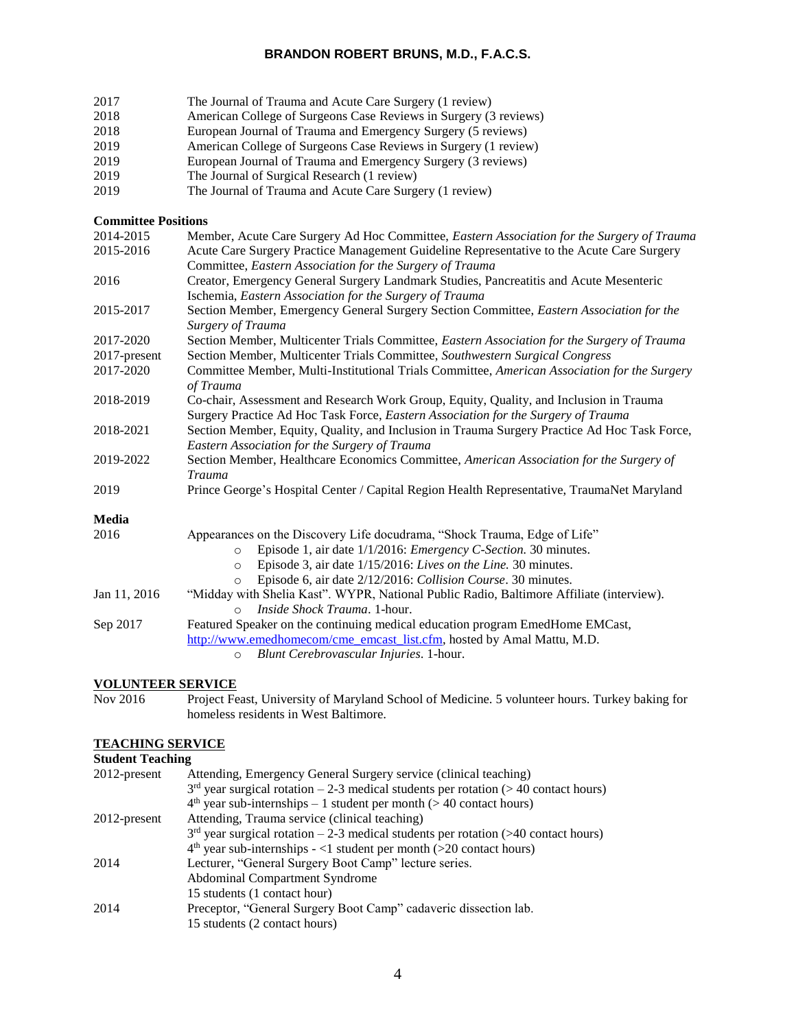2017 The Journal of Trauma and Acute Care Surgery (1 review)
2018 American College of Surgeons Case Reviews in Surgery (3 reviews)
2018 European Journal of Trauma and Emergency Surgery (5 reviews)
2019 American College of Surgeons Case Reviews in Surgery (1 review)
2019 European Journal of Trauma and Emergency Surgery (3 reviews)
2019 The Journal of Surgical Research (1 review)
2019 The Journal of Trauma and Acute Care Surgery (1 review)

**Committee Positions**

| | |
|---|---|
| 2014-2015 | Member, Acute Care Surgery Ad Hoc Committee, *Eastern Association for the Surgery of Trauma* |
| 2015-2016 | Acute Care Surgery Practice Management Guideline Representative to the Acute Care Surgery Committee, *Eastern Association for the Surgery of Trauma* |
| 2016 | Creator, Emergency General Surgery Landmark Studies, Pancreatitis and Acute Mesenteric Ischemia, *Eastern Association for the Surgery of Trauma* |
| 2015-2017 | Section Member, Emergency General Surgery Section Committee, *Eastern Association for the Surgery of Trauma* |
| 2017-2020 | Section Member, Multicenter Trials Committee, *Eastern Association for the Surgery of Trauma* |
| 2017-present | Section Member, Multicenter Trials Committee, *Southwestern Surgical Congress* |
| 2017-2020 | Committee Member, Multi-Institutional Trials Committee, *American Association for the Surgery of Trauma* |
| 2018-2019 | Co-chair, Assessment and Research Work Group, Equity, Quality, and Inclusion in Trauma Surgery Practice Ad Hoc Task Force, *Eastern Association for the Surgery of Trauma* |
| 2018-2021 | Section Member, Equity, Quality, and Inclusion in Trauma Surgery Practice Ad Hoc Task Force, *Eastern Association for the Surgery of Trauma* |
| 2019-2022 | Section Member, Healthcare Economics Committee, *American Association for the Surgery of Trauma* |
| 2019 | Prince George's Hospital Center / Capital Region Health Representative, TraumaNet Maryland |

**Media**

2016 Appearances on the Discovery Life docudrama, "Shock Trauma, Edge of Life"
- Episode 1, air date 1/1/2016: *Emergency C-Section.* 30 minutes.
- Episode 3, air date 1/15/2016: *Lives on the Line.* 30 minutes.
- Episode 6, air date 2/12/2016: *Collision Course*. 30 minutes.

Jan 11, 2016 "Midday with Shelia Kast". WYPR, National Public Radio, Baltimore Affiliate (interview).
- *Inside Shock Trauma*. 1-hour.

Sep 2017 Featured Speaker on the continuing medical education program EmedHome EMCast, http://www.emedhomecom/cme_emcast_list.cfm, hosted by Amal Mattu, M.D.
- *Blunt Cerebrovascular Injuries*. 1-hour.

## VOLUNTEER SERVICE

Nov 2016 Project Feast, University of Maryland School of Medicine. 5 volunteer hours. Turkey baking for homeless residents in West Baltimore.

## TEACHING SERVICE

**Student Teaching**

2012-present Attending, Emergency General Surgery service (clinical teaching)
3rd year surgical rotation – 2-3 medical students per rotation (> 40 contact hours)
4th year sub-internships – 1 student per month (> 40 contact hours)

2012-present Attending, Trauma service (clinical teaching)
3rd year surgical rotation – 2-3 medical students per rotation (>40 contact hours)
4th year sub-internships - <1 student per month (>20 contact hours)

2014 Lecturer, "General Surgery Boot Camp" lecture series.
Abdominal Compartment Syndrome
15 students (1 contact hour)

2014 Preceptor, "General Surgery Boot Camp" cadaveric dissection lab.
15 students (2 contact hours)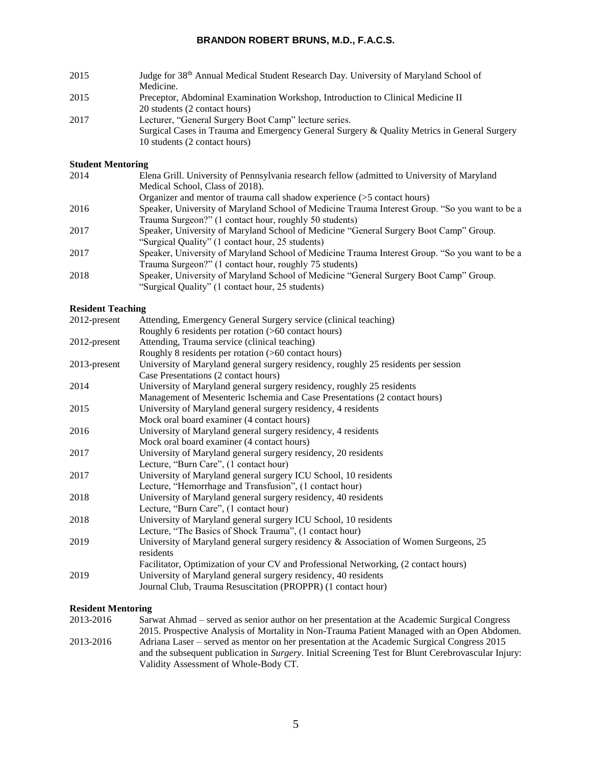| | |
|---|---|
| 2015 | Judge for 38th Annual Medical Student Research Day. University of Maryland School of Medicine. |
| 2015 | Preceptor, Abdominal Examination Workshop, Introduction to Clinical Medicine II<br>20 students (2 contact hours) |
| 2017 | Lecturer, "General Surgery Boot Camp" lecture series.<br>Surgical Cases in Trauma and Emergency General Surgery & Quality Metrics in General Surgery<br>10 students (2 contact hours) |

**Student Mentoring**

| | |
|---|---|
| 2014 | Elena Grill. University of Pennsylvania research fellow (admitted to University of Maryland Medical School, Class of 2018).<br>Organizer and mentor of trauma call shadow experience (>5 contact hours) |
| 2016 | Speaker, University of Maryland School of Medicine Trauma Interest Group. "So you want to be a Trauma Surgeon?" (1 contact hour, roughly 50 students) |
| 2017 | Speaker, University of Maryland School of Medicine "General Surgery Boot Camp" Group. "Surgical Quality" (1 contact hour, 25 students) |
| 2017 | Speaker, University of Maryland School of Medicine Trauma Interest Group. "So you want to be a Trauma Surgeon?" (1 contact hour, roughly 75 students) |
| 2018 | Speaker, University of Maryland School of Medicine "General Surgery Boot Camp" Group. "Surgical Quality" (1 contact hour, 25 students) |

**Resident Teaching**

| | |
|---|---|
| 2012-present | Attending, Emergency General Surgery service (clinical teaching)<br>Roughly 6 residents per rotation (>60 contact hours) |
| 2012-present | Attending, Trauma service (clinical teaching)<br>Roughly 8 residents per rotation (>60 contact hours) |
| 2013-present | University of Maryland general surgery residency, roughly 25 residents per session<br>Case Presentations (2 contact hours) |
| 2014 | University of Maryland general surgery residency, roughly 25 residents<br>Management of Mesenteric Ischemia and Case Presentations (2 contact hours) |
| 2015 | University of Maryland general surgery residency, 4 residents<br>Mock oral board examiner (4 contact hours) |
| 2016 | University of Maryland general surgery residency, 4 residents<br>Mock oral board examiner (4 contact hours) |
| 2017 | University of Maryland general surgery residency, 20 residents<br>Lecture, "Burn Care", (1 contact hour) |
| 2017 | University of Maryland general surgery ICU School, 10 residents<br>Lecture, "Hemorrhage and Transfusion", (1 contact hour) |
| 2018 | University of Maryland general surgery residency, 40 residents<br>Lecture, "Burn Care", (1 contact hour) |
| 2018 | University of Maryland general surgery ICU School, 10 residents<br>Lecture, "The Basics of Shock Trauma", (1 contact hour) |
| 2019 | University of Maryland general surgery residency & Association of Women Surgeons, 25 residents<br>Facilitator, Optimization of your CV and Professional Networking, (2 contact hours) |
| 2019 | University of Maryland general surgery residency, 40 residents<br>Journal Club, Trauma Resuscitation (PROPPR) (1 contact hour) |

**Resident Mentoring**

| | |
|---|---|
| 2013-2016 | Sarwat Ahmad – served as senior author on her presentation at the Academic Surgical Congress 2015. Prospective Analysis of Mortality in Non-Trauma Patient Managed with an Open Abdomen. |
| 2013-2016 | Adriana Laser – served as mentor on her presentation at the Academic Surgical Congress 2015 and the subsequent publication in *Surgery*. Initial Screening Test for Blunt Cerebrovascular Injury: Validity Assessment of Whole-Body CT. |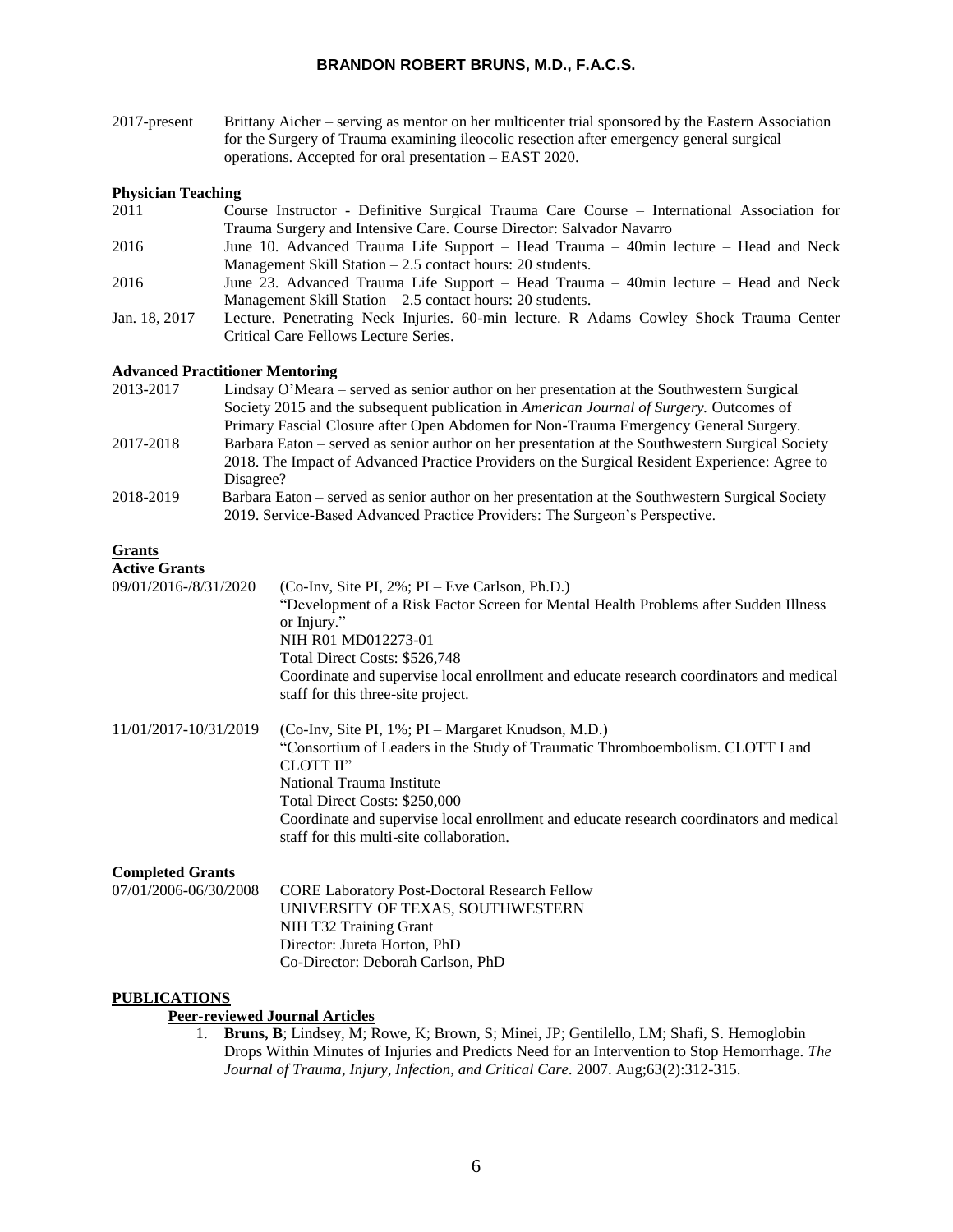2017-present Brittany Aicher – serving as mentor on her multicenter trial sponsored by the Eastern Association for the Surgery of Trauma examining ileocolic resection after emergency general surgical operations. Accepted for oral presentation – EAST 2020.

**Physician Teaching**

2011 Course Instructor - Definitive Surgical Trauma Care Course – International Association for Trauma Surgery and Intensive Care. Course Director: Salvador Navarro

2016 June 10. Advanced Trauma Life Support – Head Trauma – 40min lecture – Head and Neck Management Skill Station – 2.5 contact hours: 20 students.

2016 June 23. Advanced Trauma Life Support – Head Trauma – 40min lecture – Head and Neck Management Skill Station – 2.5 contact hours: 20 students.

Jan. 18, 2017 Lecture. Penetrating Neck Injuries. 60-min lecture. R Adams Cowley Shock Trauma Center Critical Care Fellows Lecture Series.

**Advanced Practitioner Mentoring**

2013-2017 Lindsay O'Meara – served as senior author on her presentation at the Southwestern Surgical Society 2015 and the subsequent publication in *American Journal of Surgery.* Outcomes of Primary Fascial Closure after Open Abdomen for Non-Trauma Emergency General Surgery.

2017-2018 Barbara Eaton – served as senior author on her presentation at the Southwestern Surgical Society 2018. The Impact of Advanced Practice Providers on the Surgical Resident Experience: Agree to Disagree?

2018-2019 Barbara Eaton – served as senior author on her presentation at the Southwestern Surgical Society 2019. Service-Based Advanced Practice Providers: The Surgeon's Perspective.

## Grants

**Active Grants**

09/01/2016-/8/31/2020 (Co-Inv, Site PI, 2%; PI – Eve Carlson, Ph.D.)
"Development of a Risk Factor Screen for Mental Health Problems after Sudden Illness or Injury."
NIH R01 MD012273-01
Total Direct Costs: $526,748
Coordinate and supervise local enrollment and educate research coordinators and medical staff for this three-site project.

11/01/2017-10/31/2019 (Co-Inv, Site PI, 1%; PI – Margaret Knudson, M.D.)
"Consortium of Leaders in the Study of Traumatic Thromboembolism. CLOTT I and CLOTT II"
National Trauma Institute
Total Direct Costs: $250,000
Coordinate and supervise local enrollment and educate research coordinators and medical staff for this multi-site collaboration.

**Completed Grants**

07/01/2006-06/30/2008 CORE Laboratory Post-Doctoral Research Fellow
UNIVERSITY OF TEXAS, SOUTHWESTERN
NIH T32 Training Grant
Director: Jureta Horton, PhD
Co-Director: Deborah Carlson, PhD

## PUBLICATIONS

### Peer-reviewed Journal Articles

1. **Bruns, B**; Lindsey, M; Rowe, K; Brown, S; Minei, JP; Gentilello, LM; Shafi, S. Hemoglobin Drops Within Minutes of Injuries and Predicts Need for an Intervention to Stop Hemorrhage. *The Journal of Trauma, Injury, Infection, and Critical Care*. 2007. Aug;63(2):312-315.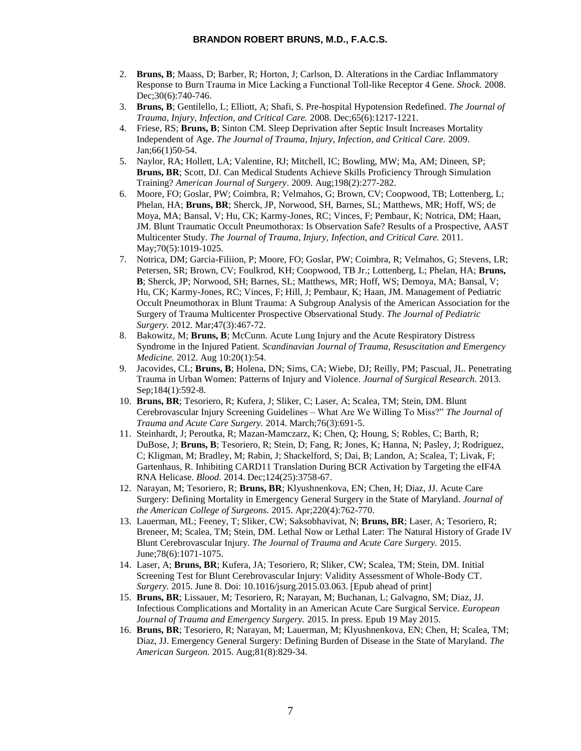2. **Bruns, B**; Maass, D; Barber, R; Horton, J; Carlson, D. Alterations in the Cardiac Inflammatory Response to Burn Trauma in Mice Lacking a Functional Toll-like Receptor 4 Gene. *Shock.* 2008. Dec;30(6):740-746.
3. **Bruns, B**; Gentilello, L; Elliott, A; Shafi, S. Pre-hospital Hypotension Redefined. *The Journal of Trauma, Injury, Infection, and Critical Care.* 2008. Dec;65(6):1217-1221.
4. Friese, RS; **Bruns, B**; Sinton CM. Sleep Deprivation after Septic Insult Increases Mortality Independent of Age. *The Journal of Trauma, Injury, Infection, and Critical Care.* 2009. Jan;66(1)50-54.
5. Naylor, RA; Hollett, LA; Valentine, RJ; Mitchell, IC; Bowling, MW; Ma, AM; Dineen, SP; **Bruns, BR**; Scott, DJ. Can Medical Students Achieve Skills Proficiency Through Simulation Training? *American Journal of Surgery*. 2009. Aug;198(2):277-282.
6. Moore, FO; Goslar, PW; Coimbra, R; Velmahos, G; Brown, CV; Coopwood, TB; Lottenberg, L; Phelan, HA; **Bruns, BR**; Sherck, JP, Norwood, SH, Barnes, SL; Matthews, MR; Hoff, WS; de Moya, MA; Bansal, V; Hu, CK; Karmy-Jones, RC; Vinces, F; Pembaur, K; Notrica, DM; Haan, JM. Blunt Traumatic Occult Pneumothorax: Is Observation Safe? Results of a Prospective, AAST Multicenter Study. *The Journal of Trauma, Injury, Infection, and Critical Care.* 2011. May;70(5):1019-1025.
7. Notrica, DM; Garcia-Filiion, P; Moore, FO; Goslar, PW; Coimbra, R; Velmahos, G; Stevens, LR; Petersen, SR; Brown, CV; Foulkrod, KH; Coopwood, TB Jr.; Lottenberg, L; Phelan, HA; **Bruns, B**; Sherck, JP; Norwood, SH; Barnes, SL; Matthews, MR; Hoff, WS; Demoya, MA; Bansal, V; Hu, CK; Karmy-Jones, RC; Vinces, F; Hill, J; Pembaur, K; Haan, JM. Management of Pediatric Occult Pneumothorax in Blunt Trauma: A Subgroup Analysis of the American Association for the Surgery of Trauma Multicenter Prospective Observational Study. *The Journal of Pediatric Surgery.* 2012. Mar;47(3):467-72.
8. Bakowitz, M; **Bruns, B**; McCunn. Acute Lung Injury and the Acute Respiratory Distress Syndrome in the Injured Patient. *Scandinavian Journal of Trauma, Resuscitation and Emergency Medicine.* 2012. Aug 10:20(1):54.
9. Jacovides, CL; **Bruns, B**; Holena, DN; Sims, CA; Wiebe, DJ; Reilly, PM; Pascual, JL. Penetrating Trauma in Urban Women: Patterns of Injury and Violence. *Journal of Surgical Research.* 2013. Sep;184(1):592-8.
10. **Bruns, BR**; Tesoriero, R; Kufera, J; Sliker, C; Laser, A; Scalea, TM; Stein, DM. Blunt Cerebrovascular Injury Screening Guidelines – What Are We Willing To Miss?" *The Journal of Trauma and Acute Care Surgery.* 2014. March;76(3):691-5.
11. Steinhardt, J; Peroutka, R; Mazan-Mamczarz, K; Chen, Q; Houng, S; Robles, C; Barth, R; DuBose, J; **Bruns, B**; Tesoriero, R; Stein, D; Fang, R; Jones, K; Hanna, N; Pasley, J; Rodriguez, C; Kligman, M; Bradley, M; Rabin, J; Shackelford, S; Dai, B; Landon, A; Scalea, T; Livak, F; Gartenhaus, R. Inhibiting CARD11 Translation During BCR Activation by Targeting the eIF4A RNA Helicase. *Blood.* 2014. Dec;124(25):3758-67.
12. Narayan, M; Tesoriero, R; **Bruns, BR**; Klyushnenkova, EN; Chen, H; Diaz, JJ. Acute Care Surgery: Defining Mortality in Emergency General Surgery in the State of Maryland. *Journal of the American College of Surgeons.* 2015. Apr;220(4):762-770.
13. Lauerman, ML; Feeney, T; Sliker, CW; Saksobhavivat, N; **Bruns, BR**; Laser, A; Tesoriero, R; Breneer, M; Scalea, TM; Stein, DM. Lethal Now or Lethal Later: The Natural History of Grade IV Blunt Cerebrovascular Injury. *The Journal of Trauma and Acute Care Surgery.* 2015. June;78(6):1071-1075.
14. Laser, A; **Bruns, BR**; Kufera, JA; Tesoriero, R; Sliker, CW; Scalea, TM; Stein, DM. Initial Screening Test for Blunt Cerebrovascular Injury: Validity Assessment of Whole-Body CT. *Surgery.* 2015. June 8. Doi: 10.1016/jsurg.2015.03.063. [Epub ahead of print]
15. **Bruns, BR**; Lissauer, M; Tesoriero, R; Narayan, M; Buchanan, L; Galvagno, SM; Diaz, JJ. Infectious Complications and Mortality in an American Acute Care Surgical Service. *European Journal of Trauma and Emergency Surgery.* 2015. In press. Epub 19 May 2015.
16. **Bruns, BR**; Tesoriero, R; Narayan, M; Lauerman, M; Klyushnenkova, EN; Chen, H; Scalea, TM; Diaz, JJ. Emergency General Surgery: Defining Burden of Disease in the State of Maryland. *The American Surgeon.* 2015. Aug;81(8):829-34.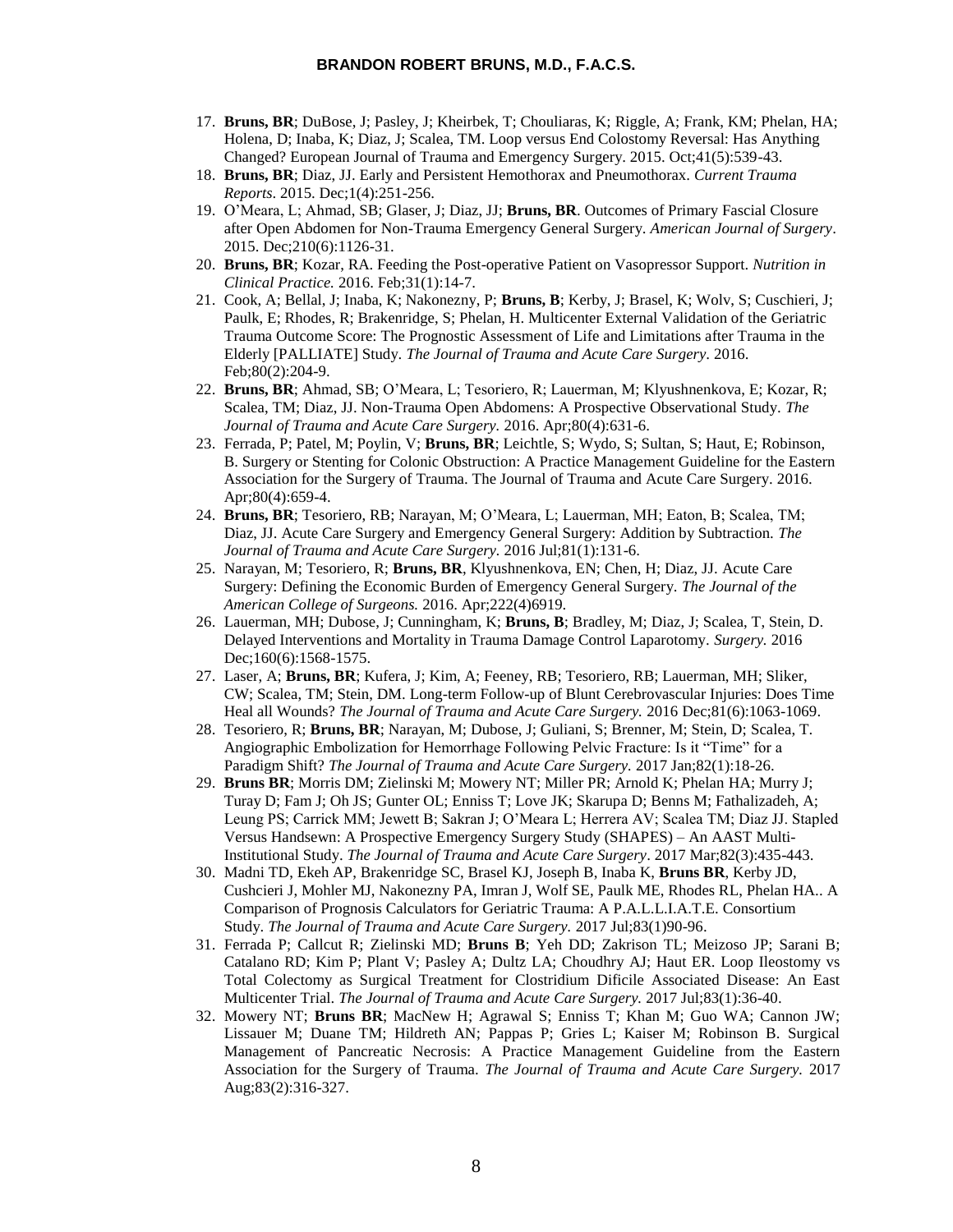17. **Bruns, BR**; DuBose, J; Pasley, J; Kheirbek, T; Chouliaras, K; Riggle, A; Frank, KM; Phelan, HA; Holena, D; Inaba, K; Diaz, J; Scalea, TM. Loop versus End Colostomy Reversal: Has Anything Changed? European Journal of Trauma and Emergency Surgery. 2015. Oct;41(5):539-43.
18. **Bruns, BR**; Diaz, JJ. Early and Persistent Hemothorax and Pneumothorax. *Current Trauma Reports*. 2015. Dec;1(4):251-256.
19. O'Meara, L; Ahmad, SB; Glaser, J; Diaz, JJ; **Bruns, BR**. Outcomes of Primary Fascial Closure after Open Abdomen for Non-Trauma Emergency General Surgery. *American Journal of Surgery*. 2015. Dec;210(6):1126-31.
20. **Bruns, BR**; Kozar, RA. Feeding the Post-operative Patient on Vasopressor Support. *Nutrition in Clinical Practice.* 2016. Feb;31(1):14-7.
21. Cook, A; Bellal, J; Inaba, K; Nakonezny, P; **Bruns, B**; Kerby, J; Brasel, K; Wolv, S; Cuschieri, J; Paulk, E; Rhodes, R; Brakenridge, S; Phelan, H. Multicenter External Validation of the Geriatric Trauma Outcome Score: The Prognostic Assessment of Life and Limitations after Trauma in the Elderly [PALLIATE] Study. *The Journal of Trauma and Acute Care Surgery*. 2016. Feb;80(2):204-9.
22. **Bruns, BR**; Ahmad, SB; O'Meara, L; Tesoriero, R; Lauerman, M; Klyushnenkova, E; Kozar, R; Scalea, TM; Diaz, JJ. Non-Trauma Open Abdomens: A Prospective Observational Study. *The Journal of Trauma and Acute Care Surgery.* 2016. Apr;80(4):631-6.
23. Ferrada, P; Patel, M; Poylin, V; **Bruns, BR**; Leichtle, S; Wydo, S; Sultan, S; Haut, E; Robinson, B. Surgery or Stenting for Colonic Obstruction: A Practice Management Guideline for the Eastern Association for the Surgery of Trauma. The Journal of Trauma and Acute Care Surgery. 2016. Apr;80(4):659-4.
24. **Bruns, BR**; Tesoriero, RB; Narayan, M; O'Meara, L; Lauerman, MH; Eaton, B; Scalea, TM; Diaz, JJ. Acute Care Surgery and Emergency General Surgery: Addition by Subtraction. *The Journal of Trauma and Acute Care Surgery.* 2016 Jul;81(1):131-6.
25. Narayan, M; Tesoriero, R; **Bruns, BR**, Klyushnenkova, EN; Chen, H; Diaz, JJ. Acute Care Surgery: Defining the Economic Burden of Emergency General Surgery. *The Journal of the American College of Surgeons.* 2016. Apr;222(4)6919.
26. Lauerman, MH; Dubose, J; Cunningham, K; **Bruns, B**; Bradley, M; Diaz, J; Scalea, T, Stein, D. Delayed Interventions and Mortality in Trauma Damage Control Laparotomy. *Surgery.* 2016 Dec;160(6):1568-1575.
27. Laser, A; **Bruns, BR**; Kufera, J; Kim, A; Feeney, RB; Tesoriero, RB; Lauerman, MH; Sliker, CW; Scalea, TM; Stein, DM. Long-term Follow-up of Blunt Cerebrovascular Injuries: Does Time Heal all Wounds? *The Journal of Trauma and Acute Care Surgery.* 2016 Dec;81(6):1063-1069.
28. Tesoriero, R; **Bruns, BR**; Narayan, M; Dubose, J; Guliani, S; Brenner, M; Stein, D; Scalea, T. Angiographic Embolization for Hemorrhage Following Pelvic Fracture: Is it "Time" for a Paradigm Shift? *The Journal of Trauma and Acute Care Surgery.* 2017 Jan;82(1):18-26.
29. **Bruns BR**; Morris DM; Zielinski M; Mowery NT; Miller PR; Arnold K; Phelan HA; Murry J; Turay D; Fam J; Oh JS; Gunter OL; Enniss T; Love JK; Skarupa D; Benns M; Fathalizadeh, A; Leung PS; Carrick MM; Jewett B; Sakran J; O'Meara L; Herrera AV; Scalea TM; Diaz JJ. Stapled Versus Handsewn: A Prospective Emergency Surgery Study (SHAPES) – An AAST Multi-Institutional Study. *The Journal of Trauma and Acute Care Surgery*. 2017 Mar;82(3):435-443.
30. Madni TD, Ekeh AP, Brakenridge SC, Brasel KJ, Joseph B, Inaba K, **Bruns BR**, Kerby JD, Cushcieri J, Mohler MJ, Nakonezny PA, Imran J, Wolf SE, Paulk ME, Rhodes RL, Phelan HA.. A Comparison of Prognosis Calculators for Geriatric Trauma: A P.A.L.L.I.A.T.E. Consortium Study. *The Journal of Trauma and Acute Care Surgery.* 2017 Jul;83(1)90-96.
31. Ferrada P; Callcut R; Zielinski MD; **Bruns B**; Yeh DD; Zakrison TL; Meizoso JP; Sarani B; Catalano RD; Kim P; Plant V; Pasley A; Dultz LA; Choudhry AJ; Haut ER. Loop Ileostomy vs Total Colectomy as Surgical Treatment for Clostridium Dificile Associated Disease: An East Multicenter Trial. *The Journal of Trauma and Acute Care Surgery.* 2017 Jul;83(1):36-40.
32. Mowery NT; **Bruns BR**; MacNew H; Agrawal S; Enniss T; Khan M; Guo WA; Cannon JW; Lissauer M; Duane TM; Hildreth AN; Pappas P; Gries L; Kaiser M; Robinson B. Surgical Management of Pancreatic Necrosis: A Practice Management Guideline from the Eastern Association for the Surgery of Trauma. *The Journal of Trauma and Acute Care Surgery.* 2017 Aug;83(2):316-327.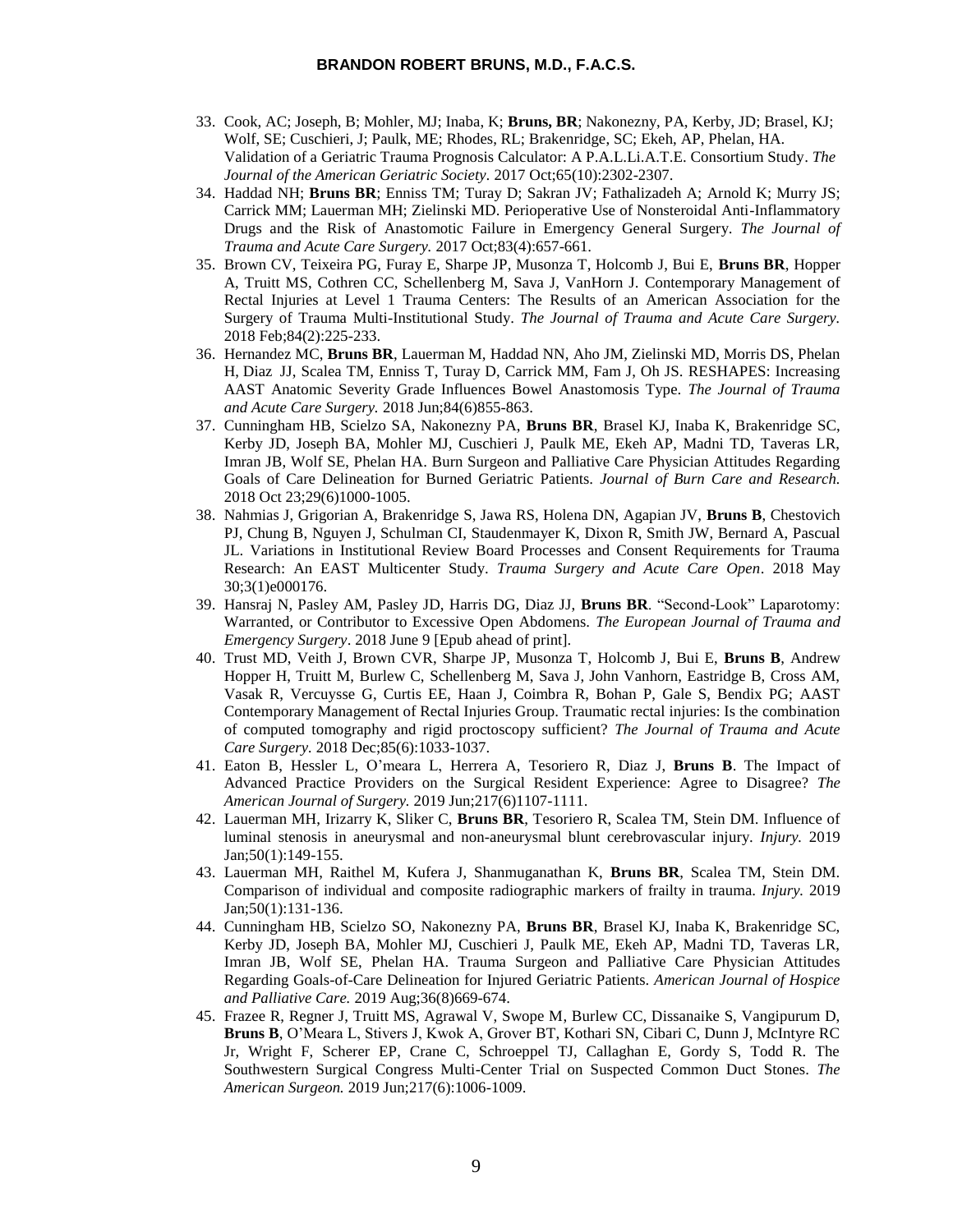33. Cook, AC; Joseph, B; Mohler, MJ; Inaba, K; **Bruns, BR**; Nakonezny, PA, Kerby, JD; Brasel, KJ; Wolf, SE; Cuschieri, J; Paulk, ME; Rhodes, RL; Brakenridge, SC; Ekeh, AP, Phelan, HA. Validation of a Geriatric Trauma Prognosis Calculator: A P.A.L.Li.A.T.E. Consortium Study. *The Journal of the American Geriatric Society*. 2017 Oct;65(10):2302-2307.
34. Haddad NH; **Bruns BR**; Enniss TM; Turay D; Sakran JV; Fathalizadeh A; Arnold K; Murry JS; Carrick MM; Lauerman MH; Zielinski MD. Perioperative Use of Nonsteroidal Anti-Inflammatory Drugs and the Risk of Anastomotic Failure in Emergency General Surgery. *The Journal of Trauma and Acute Care Surgery.* 2017 Oct;83(4):657-661.
35. Brown CV, Teixeira PG, Furay E, Sharpe JP, Musonza T, Holcomb J, Bui E, **Bruns BR**, Hopper A, Truitt MS, Cothren CC, Schellenberg M, Sava J, VanHorn J. Contemporary Management of Rectal Injuries at Level 1 Trauma Centers: The Results of an American Association for the Surgery of Trauma Multi-Institutional Study. *The Journal of Trauma and Acute Care Surgery.* 2018 Feb;84(2):225-233.
36. Hernandez MC, **Bruns BR**, Lauerman M, Haddad NN, Aho JM, Zielinski MD, Morris DS, Phelan H, Diaz JJ, Scalea TM, Enniss TM, Turay D, Carrick MM, Fam J, Oh JS. RESHAPES: Increasing AAST Anatomic Severity Grade Influences Bowel Anastomosis Type. *The Journal of Trauma and Acute Care Surgery.* 2018 Jun;84(6)855-863.
37. Cunningham HB, Scielzo SA, Nakonezny PA, **Bruns BR**, Brasel KJ, Inaba K, Brakenridge SC, Kerby JD, Joseph BA, Mohler MJ, Cuschieri J, Paulk ME, Ekeh AP, Madni TD, Taveras LR, Imran JB, Wolf SE, Phelan HA. Burn Surgeon and Palliative Care Physician Attitudes Regarding Goals of Care Delineation for Burned Geriatric Patients. *Journal of Burn Care and Research.* 2018 Oct 23;29(6)1000-1005.
38. Nahmias J, Grigorian A, Brakenridge S, Jawa RS, Holena DN, Agapian JV, **Bruns B**, Chestovich PJ, Chung B, Nguyen J, Schulman CI, Staudenmayer K, Dixon R, Smith JW, Bernard A, Pascual JL. Variations in Institutional Review Board Processes and Consent Requirements for Trauma Research: An EAST Multicenter Study. *Trauma Surgery and Acute Care Open*. 2018 May 30;3(1)e000176.
39. Hansraj N, Pasley AM, Pasley JD, Harris DG, Diaz JJ, **Bruns BR**. "Second-Look" Laparotomy: Warranted, or Contributor to Excessive Open Abdomens. *The European Journal of Trauma and Emergency Surgery*. 2018 June 9 [Epub ahead of print].
40. Trust MD, Veith J, Brown CVR, Sharpe JP, Musonza T, Holcomb J, Bui E, **Bruns B**, Andrew Hopper H, Truitt M, Burlew C, Schellenberg M, Sava J, John Vanhorn, Eastridge B, Cross AM, Vasak R, Vercuysse G, Curtis EE, Haan J, Coimbra R, Bohan P, Gale S, Bendix PG; AAST Contemporary Management of Rectal Injuries Group. Traumatic rectal injuries: Is the combination of computed tomography and rigid proctoscopy sufficient? *The Journal of Trauma and Acute Care Surgery.* 2018 Dec;85(6):1033-1037.
41. Eaton B, Hessler L, O'meara L, Herrera A, Tesoriero R, Diaz J, **Bruns B**. The Impact of Advanced Practice Providers on the Surgical Resident Experience: Agree to Disagree? *The American Journal of Surgery.* 2019 Jun;217(6)1107-1111.
42. Lauerman MH, Irizarry K, Sliker C, **Bruns BR**, Tesoriero R, Scalea TM, Stein DM. Influence of luminal stenosis in aneurysmal and non-aneurysmal blunt cerebrovascular injury. *Injury.* 2019 Jan;50(1):149-155.
43. Lauerman MH, Raithel M, Kufera J, Shanmuganathan K, **Bruns BR**, Scalea TM, Stein DM. Comparison of individual and composite radiographic markers of frailty in trauma. *Injury.* 2019 Jan;50(1):131-136.
44. Cunningham HB, Scielzo SO, Nakonezny PA, **Bruns BR**, Brasel KJ, Inaba K, Brakenridge SC, Kerby JD, Joseph BA, Mohler MJ, Cuschieri J, Paulk ME, Ekeh AP, Madni TD, Taveras LR, Imran JB, Wolf SE, Phelan HA. Trauma Surgeon and Palliative Care Physician Attitudes Regarding Goals-of-Care Delineation for Injured Geriatric Patients. *American Journal of Hospice and Palliative Care.* 2019 Aug;36(8)669-674.
45. Frazee R, Regner J, Truitt MS, Agrawal V, Swope M, Burlew CC, Dissanaike S, Vangipurum D, **Bruns B**, O'Meara L, Stivers J, Kwok A, Grover BT, Kothari SN, Cibari C, Dunn J, McIntyre RC Jr, Wright F, Scherer EP, Crane C, Schroeppel TJ, Callaghan E, Gordy S, Todd R. The Southwestern Surgical Congress Multi-Center Trial on Suspected Common Duct Stones. *The American Surgeon.* 2019 Jun;217(6):1006-1009.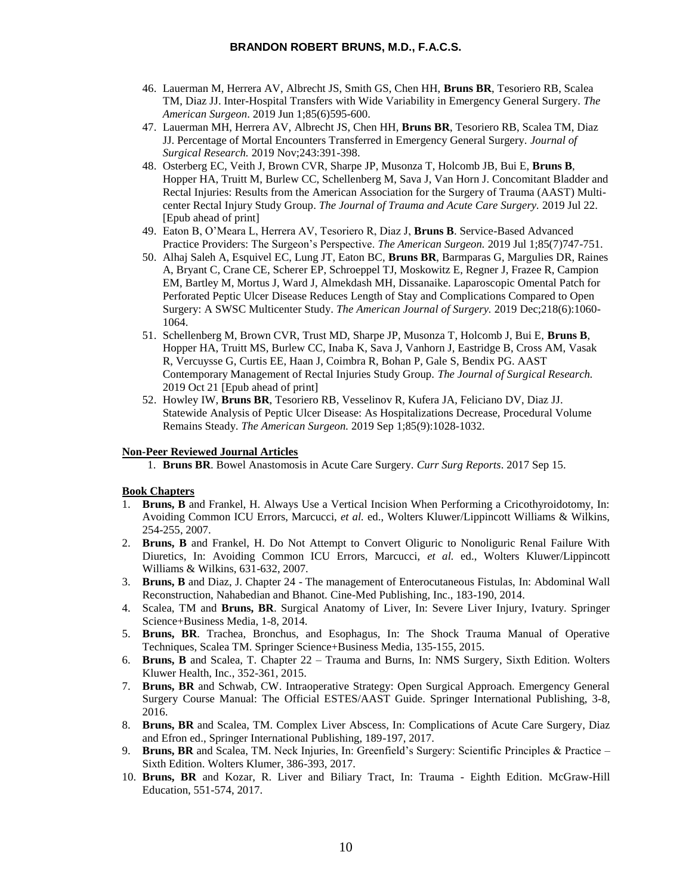46. Lauerman M, Herrera AV, Albrecht JS, Smith GS, Chen HH, **Bruns BR**, Tesoriero RB, Scalea TM, Diaz JJ. Inter-Hospital Transfers with Wide Variability in Emergency General Surgery. *The American Surgeon*. 2019 Jun 1;85(6)595-600.
47. Lauerman MH, Herrera AV, Albrecht JS, Chen HH, **Bruns BR**, Tesoriero RB, Scalea TM, Diaz JJ. Percentage of Mortal Encounters Transferred in Emergency General Surgery. *Journal of Surgical Research.* 2019 Nov;243:391-398.
48. Osterberg EC, Veith J, Brown CVR, Sharpe JP, Musonza T, Holcomb JB, Bui E, **Bruns B**, Hopper HA, Truitt M, Burlew CC, Schellenberg M, Sava J, Van Horn J. Concomitant Bladder and Rectal Injuries: Results from the American Association for the Surgery of Trauma (AAST) Multi-center Rectal Injury Study Group. *The Journal of Trauma and Acute Care Surgery.* 2019 Jul 22. [Epub ahead of print]
49. Eaton B, O'Meara L, Herrera AV, Tesoriero R, Diaz J, **Bruns B**. Service-Based Advanced Practice Providers: The Surgeon's Perspective. *The American Surgeon.* 2019 Jul 1;85(7)747-751.
50. Alhaj Saleh A, Esquivel EC, Lung JT, Eaton BC, **Bruns BR**, Barmparas G, Margulies DR, Raines A, Bryant C, Crane CE, Scherer EP, Schroeppel TJ, Moskowitz E, Regner J, Frazee R, Campion EM, Bartley M, Mortus J, Ward J, Almekdash MH, Dissanaike. Laparoscopic Omental Patch for Perforated Peptic Ulcer Disease Reduces Length of Stay and Complications Compared to Open Surgery: A SWSC Multicenter Study. *The American Journal of Surgery.* 2019 Dec;218(6):1060-1064.
51. Schellenberg M, Brown CVR, Trust MD, Sharpe JP, Musonza T, Holcomb J, Bui E, **Bruns B**, Hopper HA, Truitt MS, Burlew CC, Inaba K, Sava J, Vanhorn J, Eastridge B, Cross AM, Vasak R, Vercuysse G, Curtis EE, Haan J, Coimbra R, Bohan P, Gale S, Bendix PG. AAST Contemporary Management of Rectal Injuries Study Group. *The Journal of Surgical Research.* 2019 Oct 21 [Epub ahead of print]
52. Howley IW, **Bruns BR**, Tesoriero RB, Vesselinov R, Kufera JA, Feliciano DV, Diaz JJ. Statewide Analysis of Peptic Ulcer Disease: As Hospitalizations Decrease, Procedural Volume Remains Steady. *The American Surgeon.* 2019 Sep 1;85(9):1028-1032.

**Non-Peer Reviewed Journal Articles**

1. **Bruns BR**. Bowel Anastomosis in Acute Care Surgery. *Curr Surg Reports*. 2017 Sep 15.

**Book Chapters**

1. **Bruns, B** and Frankel, H. Always Use a Vertical Incision When Performing a Cricothyroidotomy, In: Avoiding Common ICU Errors, Marcucci, *et al.* ed., Wolters Kluwer/Lippincott Williams & Wilkins, 254-255, 2007.
2. **Bruns, B** and Frankel, H. Do Not Attempt to Convert Oliguric to Nonoliguric Renal Failure With Diuretics, In: Avoiding Common ICU Errors, Marcucci, *et al.* ed., Wolters Kluwer/Lippincott Williams & Wilkins, 631-632, 2007.
3. **Bruns, B** and Diaz, J. Chapter 24 - The management of Enterocutaneous Fistulas, In: Abdominal Wall Reconstruction, Nahabedian and Bhanot. Cine-Med Publishing, Inc., 183-190, 2014.
4. Scalea, TM and **Bruns, BR**. Surgical Anatomy of Liver, In: Severe Liver Injury, Ivatury. Springer Science+Business Media, 1-8, 2014.
5. **Bruns, BR**. Trachea, Bronchus, and Esophagus, In: The Shock Trauma Manual of Operative Techniques, Scalea TM. Springer Science+Business Media, 135-155, 2015.
6. **Bruns, B** and Scalea, T. Chapter 22 – Trauma and Burns, In: NMS Surgery, Sixth Edition. Wolters Kluwer Health, Inc., 352-361, 2015.
7. **Bruns, BR** and Schwab, CW. Intraoperative Strategy: Open Surgical Approach. Emergency General Surgery Course Manual: The Official ESTES/AAST Guide. Springer International Publishing, 3-8, 2016.
8. **Bruns, BR** and Scalea, TM. Complex Liver Abscess, In: Complications of Acute Care Surgery, Diaz and Efron ed., Springer International Publishing, 189-197, 2017.
9. **Bruns, BR** and Scalea, TM. Neck Injuries, In: Greenfield's Surgery: Scientific Principles & Practice – Sixth Edition. Wolters Klumer, 386-393, 2017.
10. **Bruns, BR** and Kozar, R. Liver and Biliary Tract, In: Trauma - Eighth Edition. McGraw-Hill Education, 551-574, 2017.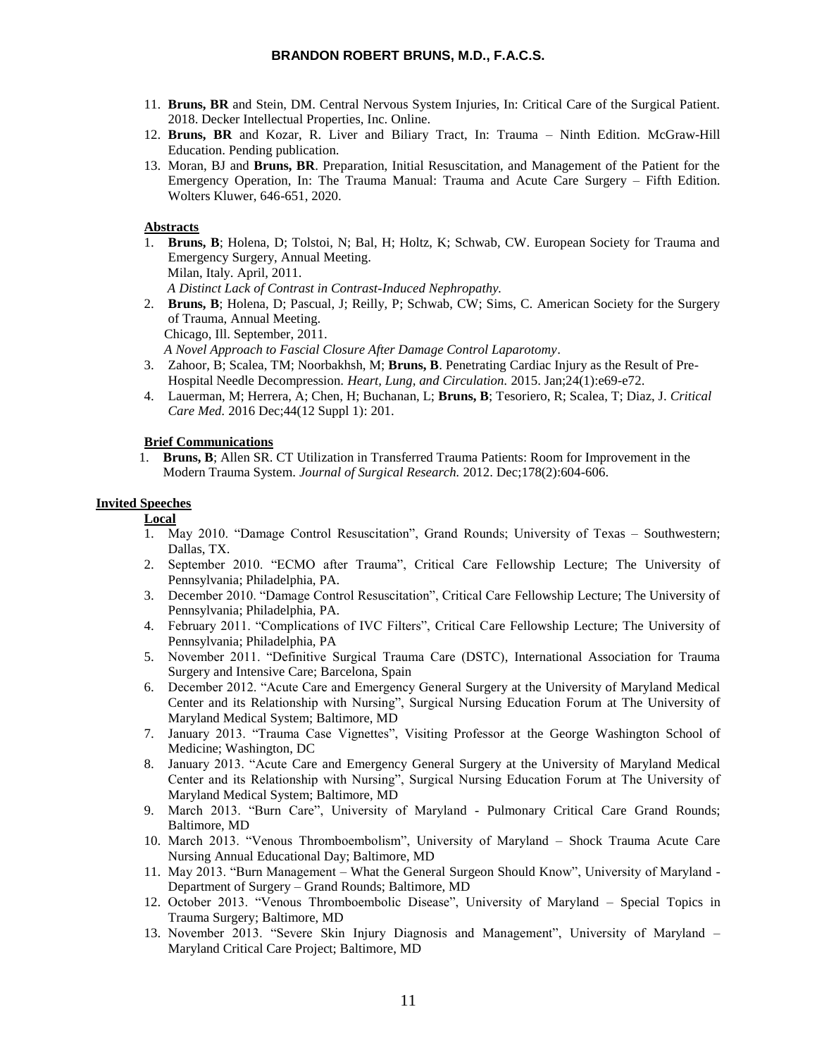11. **Bruns, BR** and Stein, DM. Central Nervous System Injuries, In: Critical Care of the Surgical Patient. 2018. Decker Intellectual Properties, Inc. Online.
12. **Bruns, BR** and Kozar, R. Liver and Biliary Tract, In: Trauma – Ninth Edition. McGraw-Hill Education. Pending publication.
13. Moran, BJ and **Bruns, BR**. Preparation, Initial Resuscitation, and Management of the Patient for the Emergency Operation, In: The Trauma Manual: Trauma and Acute Care Surgery – Fifth Edition. Wolters Kluwer, 646-651, 2020.

**Abstracts**

1. **Bruns, B**; Holena, D; Tolstoi, N; Bal, H; Holtz, K; Schwab, CW. European Society for Trauma and Emergency Surgery, Annual Meeting.
   Milan, Italy. April, 2011.
   *A Distinct Lack of Contrast in Contrast-Induced Nephropathy.*
2. **Bruns, B**; Holena, D; Pascual, J; Reilly, P; Schwab, CW; Sims, C. American Society for the Surgery of Trauma, Annual Meeting.
   Chicago, Ill. September, 2011.
   *A Novel Approach to Fascial Closure After Damage Control Laparotomy*.
3. Zahoor, B; Scalea, TM; Noorbakhsh, M; **Bruns, B**. Penetrating Cardiac Injury as the Result of Pre-Hospital Needle Decompression. *Heart, Lung, and Circulation.* 2015. Jan;24(1):e69-e72.
4. Lauerman, M; Herrera, A; Chen, H; Buchanan, L; **Bruns, B**; Tesoriero, R; Scalea, T; Diaz, J. *Critical Care Med*. 2016 Dec;44(12 Suppl 1): 201.

**Brief Communications**

1. **Bruns, B**; Allen SR. CT Utilization in Transferred Trauma Patients: Room for Improvement in the Modern Trauma System. *Journal of Surgical Research.* 2012. Dec;178(2):604-606.

**Invited Speeches**

**Local**

1. May 2010. "Damage Control Resuscitation", Grand Rounds; University of Texas – Southwestern; Dallas, TX.
2. September 2010. "ECMO after Trauma", Critical Care Fellowship Lecture; The University of Pennsylvania; Philadelphia, PA.
3. December 2010. "Damage Control Resuscitation", Critical Care Fellowship Lecture; The University of Pennsylvania; Philadelphia, PA.
4. February 2011. "Complications of IVC Filters", Critical Care Fellowship Lecture; The University of Pennsylvania; Philadelphia, PA
5. November 2011. "Definitive Surgical Trauma Care (DSTC), International Association for Trauma Surgery and Intensive Care; Barcelona, Spain
6. December 2012. "Acute Care and Emergency General Surgery at the University of Maryland Medical Center and its Relationship with Nursing", Surgical Nursing Education Forum at The University of Maryland Medical System; Baltimore, MD
7. January 2013. "Trauma Case Vignettes", Visiting Professor at the George Washington School of Medicine; Washington, DC
8. January 2013. "Acute Care and Emergency General Surgery at the University of Maryland Medical Center and its Relationship with Nursing", Surgical Nursing Education Forum at The University of Maryland Medical System; Baltimore, MD
9. March 2013. "Burn Care", University of Maryland - Pulmonary Critical Care Grand Rounds; Baltimore, MD
10. March 2013. "Venous Thromboembolism", University of Maryland – Shock Trauma Acute Care Nursing Annual Educational Day; Baltimore, MD
11. May 2013. "Burn Management – What the General Surgeon Should Know", University of Maryland - Department of Surgery – Grand Rounds; Baltimore, MD
12. October 2013. "Venous Thromboembolic Disease", University of Maryland – Special Topics in Trauma Surgery; Baltimore, MD
13. November 2013. "Severe Skin Injury Diagnosis and Management", University of Maryland – Maryland Critical Care Project; Baltimore, MD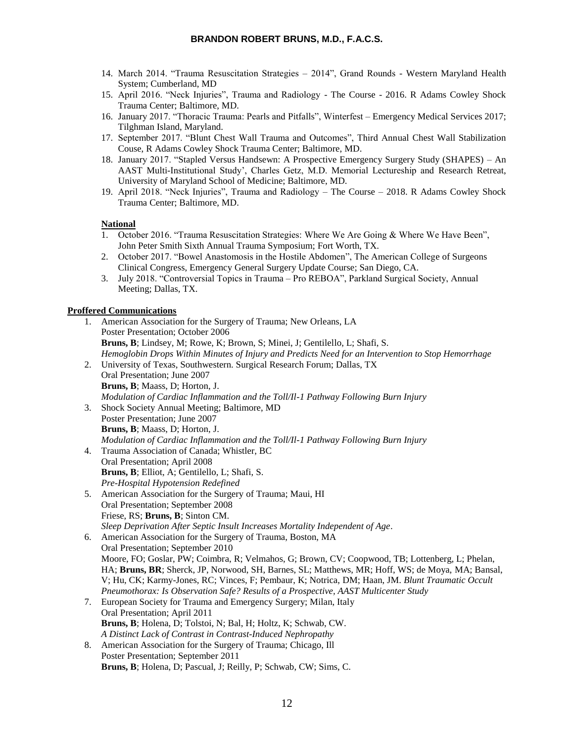14. March 2014. "Trauma Resuscitation Strategies – 2014", Grand Rounds - Western Maryland Health System; Cumberland, MD
15. April 2016. "Neck Injuries", Trauma and Radiology - The Course - 2016. R Adams Cowley Shock Trauma Center; Baltimore, MD.
16. January 2017. "Thoracic Trauma: Pearls and Pitfalls", Winterfest – Emergency Medical Services 2017; Tilghman Island, Maryland.
17. September 2017. "Blunt Chest Wall Trauma and Outcomes", Third Annual Chest Wall Stabilization Couse, R Adams Cowley Shock Trauma Center; Baltimore, MD.
18. January 2017. "Stapled Versus Handsewn: A Prospective Emergency Surgery Study (SHAPES) – An AAST Multi-Institutional Study', Charles Getz, M.D. Memorial Lectureship and Research Retreat, University of Maryland School of Medicine; Baltimore, MD.
19. April 2018. "Neck Injuries", Trauma and Radiology – The Course – 2018. R Adams Cowley Shock Trauma Center; Baltimore, MD.

**National**

1. October 2016. "Trauma Resuscitation Strategies: Where We Are Going & Where We Have Been", John Peter Smith Sixth Annual Trauma Symposium; Fort Worth, TX.
2. October 2017. "Bowel Anastomosis in the Hostile Abdomen", The American College of Surgeons Clinical Congress, Emergency General Surgery Update Course; San Diego, CA.
3. July 2018. "Controversial Topics in Trauma – Pro REBOA", Parkland Surgical Society, Annual Meeting; Dallas, TX.

**Proffered Communications**

1. American Association for the Surgery of Trauma; New Orleans, LA
   Poster Presentation; October 2006
   **Bruns, B**; Lindsey, M; Rowe, K; Brown, S; Minei, J; Gentilello, L; Shafi, S.
   *Hemoglobin Drops Within Minutes of Injury and Predicts Need for an Intervention to Stop Hemorrhage*
2. University of Texas, Southwestern. Surgical Research Forum; Dallas, TX
   Oral Presentation; June 2007
   **Bruns, B**; Maass, D; Horton, J.
   *Modulation of Cardiac Inflammation and the Toll/Il-1 Pathway Following Burn Injury*
3. Shock Society Annual Meeting; Baltimore, MD
   Poster Presentation; June 2007
   **Bruns, B**; Maass, D; Horton, J.
   *Modulation of Cardiac Inflammation and the Toll/Il-1 Pathway Following Burn Injury*
4. Trauma Association of Canada; Whistler, BC
   Oral Presentation; April 2008
   **Bruns, B**; Elliot, A; Gentilello, L; Shafi, S.
   *Pre-Hospital Hypotension Redefined*
5. American Association for the Surgery of Trauma; Maui, HI
   Oral Presentation; September 2008
   Friese, RS; **Bruns, B**; Sinton CM.
   *Sleep Deprivation After Septic Insult Increases Mortality Independent of Age*.
6. American Association for the Surgery of Trauma, Boston, MA
   Oral Presentation; September 2010
   Moore, FO; Goslar, PW; Coimbra, R; Velmahos, G; Brown, CV; Coopwood, TB; Lottenberg, L; Phelan, HA; **Bruns, BR**; Sherck, JP, Norwood, SH, Barnes, SL; Matthews, MR; Hoff, WS; de Moya, MA; Bansal, V; Hu, CK; Karmy-Jones, RC; Vinces, F; Pembaur, K; Notrica, DM; Haan, JM. *Blunt Traumatic Occult Pneumothorax: Is Observation Safe? Results of a Prospective, AAST Multicenter Study*
7. European Society for Trauma and Emergency Surgery; Milan, Italy
   Oral Presentation; April 2011
   **Bruns, B**; Holena, D; Tolstoi, N; Bal, H; Holtz, K; Schwab, CW.
   *A Distinct Lack of Contrast in Contrast-Induced Nephropathy*
8. American Association for the Surgery of Trauma; Chicago, Ill
   Poster Presentation; September 2011
   **Bruns, B**; Holena, D; Pascual, J; Reilly, P; Schwab, CW; Sims, C.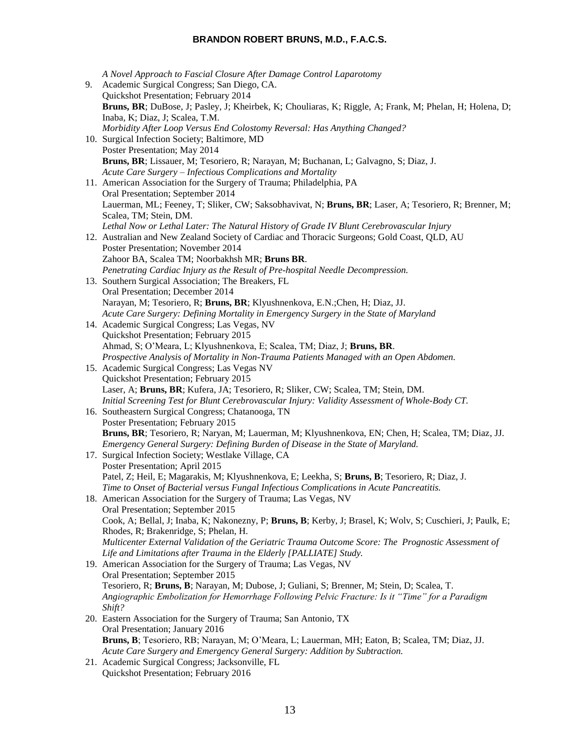*A Novel Approach to Fascial Closure After Damage Control Laparotomy*

9. Academic Surgical Congress; San Diego, CA.
   Quickshot Presentation; February 2014
   **Bruns, BR**; DuBose, J; Pasley, J; Kheirbek, K; Chouliaras, K; Riggle, A; Frank, M; Phelan, H; Holena, D; Inaba, K; Diaz, J; Scalea, T.M.
   *Morbidity After Loop Versus End Colostomy Reversal: Has Anything Changed?*
10. Surgical Infection Society; Baltimore, MD
    Poster Presentation; May 2014
    **Bruns, BR**; Lissauer, M; Tesoriero, R; Narayan, M; Buchanan, L; Galvagno, S; Diaz, J.
    *Acute Care Surgery – Infectious Complications and Mortality*
11. American Association for the Surgery of Trauma; Philadelphia, PA
    Oral Presentation; September 2014
    Lauerman, ML; Feeney, T; Sliker, CW; Saksobhavivat, N; **Bruns, BR**; Laser, A; Tesoriero, R; Brenner, M; Scalea, TM; Stein, DM.
    *Lethal Now or Lethal Later: The Natural History of Grade IV Blunt Cerebrovascular Injury*
12. Australian and New Zealand Society of Cardiac and Thoracic Surgeons; Gold Coast, QLD, AU
    Poster Presentation; November 2014
    Zahoor BA, Scalea TM; Noorbakhsh MR; **Bruns BR**.
    *Penetrating Cardiac Injury as the Result of Pre-hospital Needle Decompression.*
13. Southern Surgical Association; The Breakers, FL
    Oral Presentation; December 2014
    Narayan, M; Tesoriero, R; **Bruns, BR**; Klyushnenkova, E.N.;Chen, H; Diaz, JJ.
    *Acute Care Surgery: Defining Mortality in Emergency Surgery in the State of Maryland*
14. Academic Surgical Congress; Las Vegas, NV
    Quickshot Presentation; February 2015
    Ahmad, S; O'Meara, L; Klyushnenkova, E; Scalea, TM; Diaz, J; **Bruns, BR**.
    *Prospective Analysis of Mortality in Non-Trauma Patients Managed with an Open Abdomen.*
15. Academic Surgical Congress; Las Vegas NV
    Quickshot Presentation; February 2015
    Laser, A; **Bruns, BR**; Kufera, JA; Tesoriero, R; Sliker, CW; Scalea, TM; Stein, DM.
    *Initial Screening Test for Blunt Cerebrovascular Injury: Validity Assessment of Whole-Body CT.*
16. Southeastern Surgical Congress; Chatanooga, TN
    Poster Presentation; February 2015
    **Bruns, BR**; Tesoriero, R; Naryan, M; Lauerman, M; Klyushnenkova, EN; Chen, H; Scalea, TM; Diaz, JJ.
    *Emergency General Surgery: Defining Burden of Disease in the State of Maryland.*
17. Surgical Infection Society; Westlake Village, CA
    Poster Presentation; April 2015
    Patel, Z; Heil, E; Magarakis, M; Klyushnenkova, E; Leekha, S; **Bruns, B**; Tesoriero, R; Diaz, J.
    *Time to Onset of Bacterial versus Fungal Infectious Complications in Acute Pancreatitis.*
18. American Association for the Surgery of Trauma; Las Vegas, NV
    Oral Presentation; September 2015
    Cook, A; Bellal, J; Inaba, K; Nakonezny, P; **Bruns, B**; Kerby, J; Brasel, K; Wolv, S; Cuschieri, J; Paulk, E; Rhodes, R; Brakenridge, S; Phelan, H.
    *Multicenter External Validation of the Geriatric Trauma Outcome Score: The Prognostic Assessment of Life and Limitations after Trauma in the Elderly [PALLIATE] Study.*
19. American Association for the Surgery of Trauma; Las Vegas, NV
    Oral Presentation; September 2015
    Tesoriero, R; **Bruns, B**; Narayan, M; Dubose, J; Guliani, S; Brenner, M; Stein, D; Scalea, T.
    *Angiographic Embolization for Hemorrhage Following Pelvic Fracture: Is it "Time" for a Paradigm Shift?*
20. Eastern Association for the Surgery of Trauma; San Antonio, TX
    Oral Presentation; January 2016
    **Bruns, B**; Tesoriero, RB; Narayan, M; O'Meara, L; Lauerman, MH; Eaton, B; Scalea, TM; Diaz, JJ.
    *Acute Care Surgery and Emergency General Surgery: Addition by Subtraction.*
21. Academic Surgical Congress; Jacksonville, FL
    Quickshot Presentation; February 2016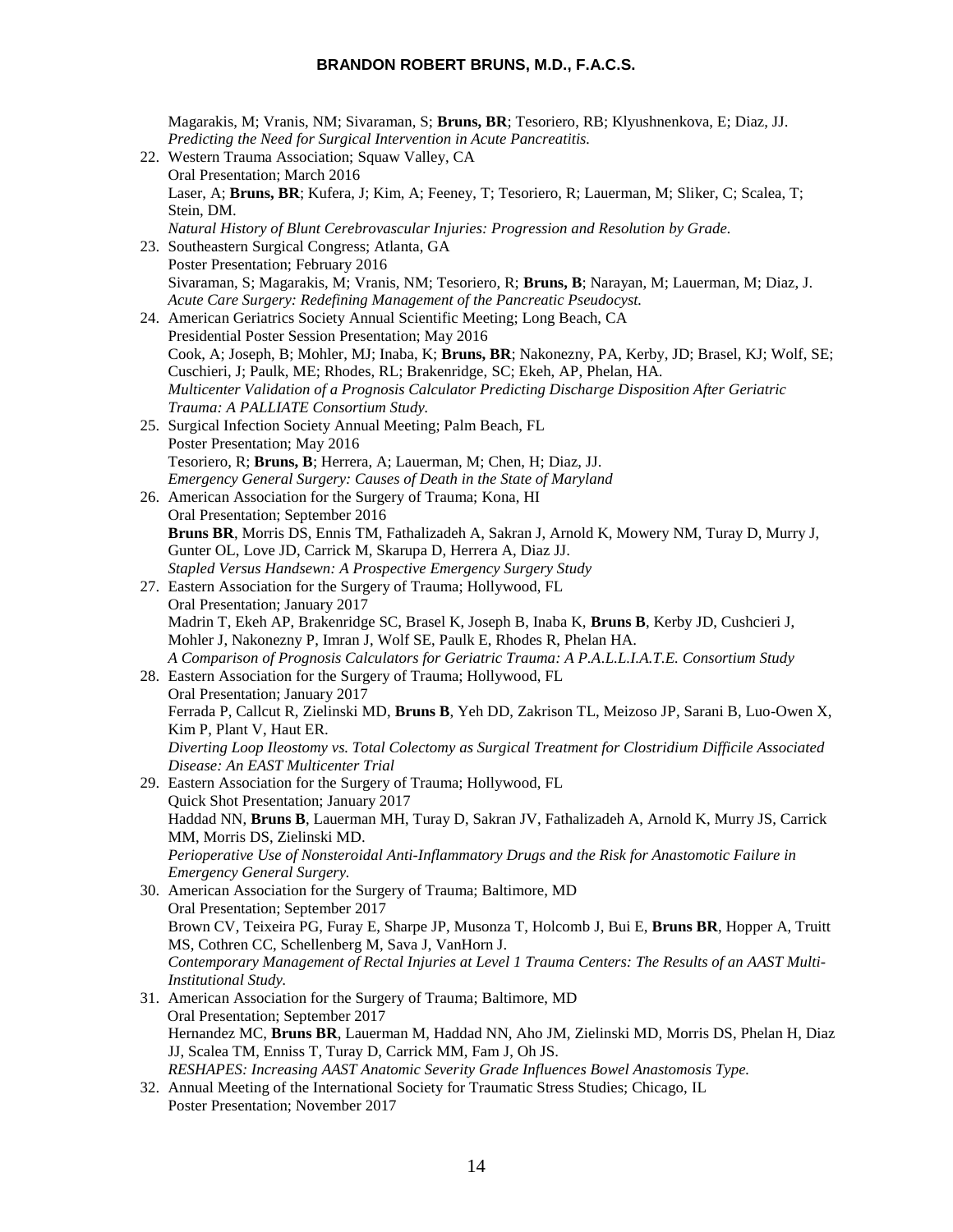Magarakis, M; Vranis, NM; Sivaraman, S; **Bruns, BR**; Tesoriero, RB; Klyushnenkova, E; Diaz, JJ.
*Predicting the Need for Surgical Intervention in Acute Pancreatitis.*

22. Western Trauma Association; Squaw Valley, CA
Oral Presentation; March 2016
Laser, A; **Bruns, BR**; Kufera, J; Kim, A; Feeney, T; Tesoriero, R; Lauerman, M; Sliker, C; Scalea, T; Stein, DM.
*Natural History of Blunt Cerebrovascular Injuries: Progression and Resolution by Grade.*
23. Southeastern Surgical Congress; Atlanta, GA
Poster Presentation; February 2016
Sivaraman, S; Magarakis, M; Vranis, NM; Tesoriero, R; **Bruns, B**; Narayan, M; Lauerman, M; Diaz, J.
*Acute Care Surgery: Redefining Management of the Pancreatic Pseudocyst.*
24. American Geriatrics Society Annual Scientific Meeting; Long Beach, CA
Presidential Poster Session Presentation; May 2016
Cook, A; Joseph, B; Mohler, MJ; Inaba, K; **Bruns, BR**; Nakonezny, PA, Kerby, JD; Brasel, KJ; Wolf, SE; Cuschieri, J; Paulk, ME; Rhodes, RL; Brakenridge, SC; Ekeh, AP, Phelan, HA.
*Multicenter Validation of a Prognosis Calculator Predicting Discharge Disposition After Geriatric Trauma: A PALLIATE Consortium Study.*
25. Surgical Infection Society Annual Meeting; Palm Beach, FL
Poster Presentation; May 2016
Tesoriero, R; **Bruns, B**; Herrera, A; Lauerman, M; Chen, H; Diaz, JJ.
*Emergency General Surgery: Causes of Death in the State of Maryland*
26. American Association for the Surgery of Trauma; Kona, HI
Oral Presentation; September 2016
**Bruns BR**, Morris DS, Ennis TM, Fathalizadeh A, Sakran J, Arnold K, Mowery NM, Turay D, Murry J, Gunter OL, Love JD, Carrick M, Skarupa D, Herrera A, Diaz JJ.
*Stapled Versus Handsewn: A Prospective Emergency Surgery Study*
27. Eastern Association for the Surgery of Trauma; Hollywood, FL
Oral Presentation; January 2017
Madrin T, Ekeh AP, Brakenridge SC, Brasel K, Joseph B, Inaba K, **Bruns B**, Kerby JD, Cushcieri J, Mohler J, Nakonezny P, Imran J, Wolf SE, Paulk E, Rhodes R, Phelan HA.
*A Comparison of Prognosis Calculators for Geriatric Trauma: A P.A.L.L.I.A.T.E. Consortium Study*
28. Eastern Association for the Surgery of Trauma; Hollywood, FL
Oral Presentation; January 2017
Ferrada P, Callcut R, Zielinski MD, **Bruns B**, Yeh DD, Zakrison TL, Meizoso JP, Sarani B, Luo-Owen X, Kim P, Plant V, Haut ER.
*Diverting Loop Ileostomy vs. Total Colectomy as Surgical Treatment for Clostridium Difficile Associated Disease: An EAST Multicenter Trial*
29. Eastern Association for the Surgery of Trauma; Hollywood, FL
Quick Shot Presentation; January 2017
Haddad NN, **Bruns B**, Lauerman MH, Turay D, Sakran JV, Fathalizadeh A, Arnold K, Murry JS, Carrick MM, Morris DS, Zielinski MD.
*Perioperative Use of Nonsteroidal Anti-Inflammatory Drugs and the Risk for Anastomotic Failure in Emergency General Surgery.*
30. American Association for the Surgery of Trauma; Baltimore, MD
Oral Presentation; September 2017
Brown CV, Teixeira PG, Furay E, Sharpe JP, Musonza T, Holcomb J, Bui E, **Bruns BR**, Hopper A, Truitt MS, Cothren CC, Schellenberg M, Sava J, VanHorn J.
*Contemporary Management of Rectal Injuries at Level 1 Trauma Centers: The Results of an AAST Multi-Institutional Study.*
31. American Association for the Surgery of Trauma; Baltimore, MD
Oral Presentation; September 2017
Hernandez MC, **Bruns BR**, Lauerman M, Haddad NN, Aho JM, Zielinski MD, Morris DS, Phelan H, Diaz JJ, Scalea TM, Enniss T, Turay D, Carrick MM, Fam J, Oh JS.
*RESHAPES: Increasing AAST Anatomic Severity Grade Influences Bowel Anastomosis Type.*
32. Annual Meeting of the International Society for Traumatic Stress Studies; Chicago, IL
Poster Presentation; November 2017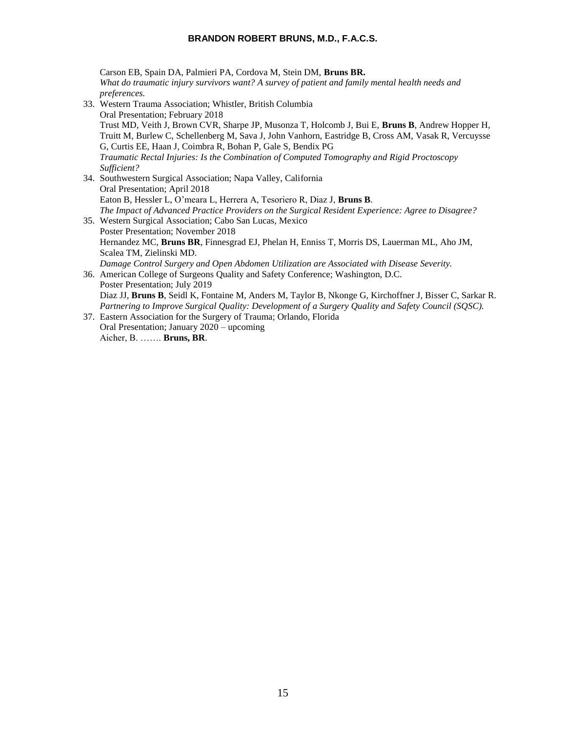Carson EB, Spain DA, Palmieri PA, Cordova M, Stein DM, **Bruns BR.**
*What do traumatic injury survivors want? A survey of patient and family mental health needs and preferences.*

33. Western Trauma Association; Whistler, British Columbia
    Oral Presentation; February 2018
    Trust MD, Veith J, Brown CVR, Sharpe JP, Musonza T, Holcomb J, Bui E, **Bruns B**, Andrew Hopper H, Truitt M, Burlew C, Schellenberg M, Sava J, John Vanhorn, Eastridge B, Cross AM, Vasak R, Vercuysse G, Curtis EE, Haan J, Coimbra R, Bohan P, Gale S, Bendix PG
    *Traumatic Rectal Injuries: Is the Combination of Computed Tomography and Rigid Proctoscopy Sufficient?*
34. Southwestern Surgical Association; Napa Valley, California
    Oral Presentation; April 2018
    Eaton B, Hessler L, O'meara L, Herrera A, Tesoriero R, Diaz J, **Bruns B**.
    *The Impact of Advanced Practice Providers on the Surgical Resident Experience: Agree to Disagree?*
35. Western Surgical Association; Cabo San Lucas, Mexico
    Poster Presentation; November 2018
    Hernandez MC, **Bruns BR**, Finnesgrad EJ, Phelan H, Enniss T, Morris DS, Lauerman ML, Aho JM, Scalea TM, Zielinski MD.
    *Damage Control Surgery and Open Abdomen Utilization are Associated with Disease Severity.*
36. American College of Surgeons Quality and Safety Conference; Washington, D.C.
    Poster Presentation; July 2019
    Diaz JJ, **Bruns B**, Seidl K, Fontaine M, Anders M, Taylor B, Nkonge G, Kirchoffner J, Bisser C, Sarkar R.
    *Partnering to Improve Surgical Quality: Development of a Surgery Quality and Safety Council (SQSC).*
37. Eastern Association for the Surgery of Trauma; Orlando, Florida
    Oral Presentation; January 2020 – upcoming
    Aicher, B. ……. **Bruns, BR**.